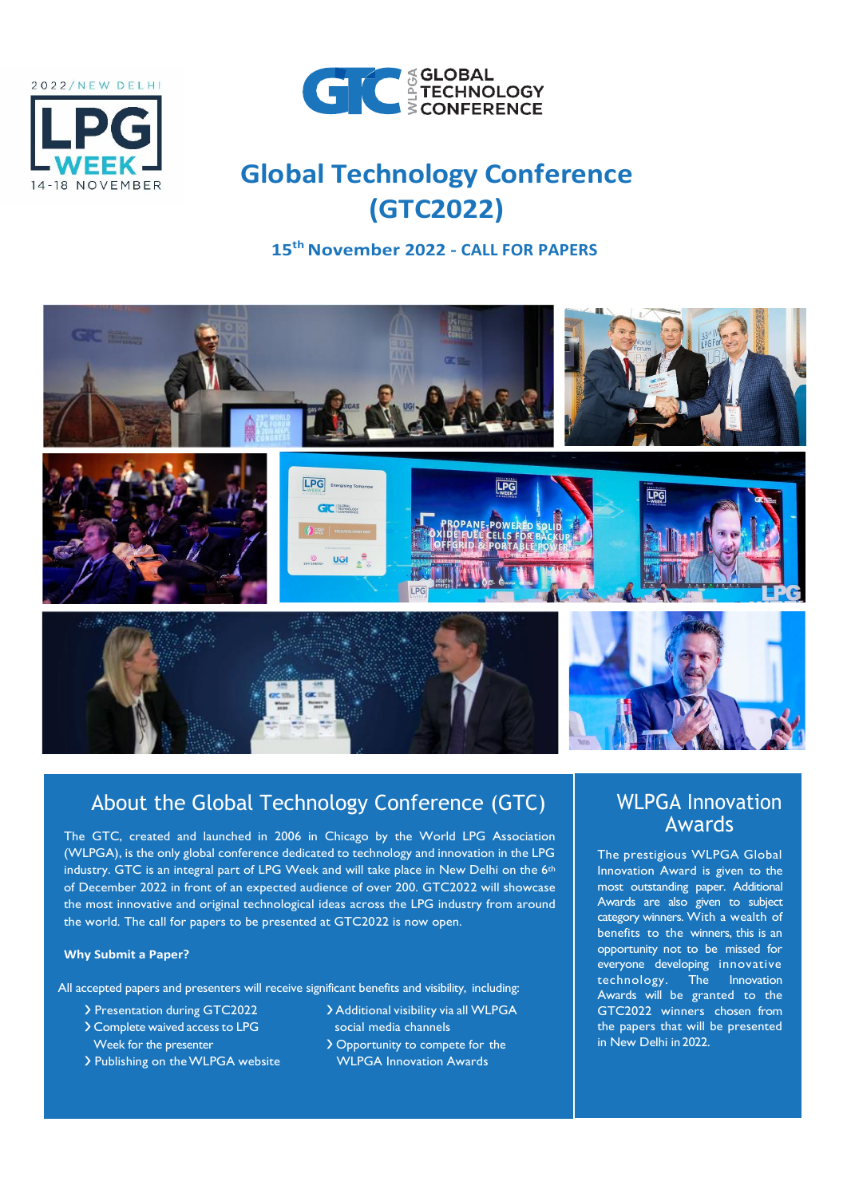2022/NEW DELHI LPG WEEK 14-18 NOVEMBER

WLPGA GLOBAL TECHNOLOGY CONFERENCE

# Global Technology Conference (GTC2022)

### 15th November 2022 - CALL FOR PAPERS

## About the Global Technology Conference (GTC)

The GTC, created and launched in 2006 in Chicago by the World LPG Association (WLPGA), is the only global conference dedicated to technology and innovation in the LPG industry. GTC is an integral part of LPG Week and will take place in New Delhi on the 6th of December 2022 in front of an expected audience of over 200. GTC2022 will showcase the most innovative and original technological ideas across the LPG industry from around the world. The call for papers to be presented at GTC2022 is now open.

**Why Submit a Paper?**

All accepted papers and presenters will receive significant benefits and visibility, including:

- Presentation during GTC2022
- Complete waived access to LPG Week for the presenter
- Publishing on the WLPGA website
- Additional visibility via all WLPGA social media channels
- Opportunity to compete for the WLPGA Innovation Awards

## WLPGA Innovation Awards

The prestigious WLPGA Global Innovation Award is given to the most outstanding paper. Additional Awards are also given to subject category winners. With a wealth of benefits to the winners, this is an opportunity not to be missed for everyone developing innovative technology. The Innovation Awards will be granted to the GTC2022 winners chosen from the papers that will be presented in New Delhi in 2022.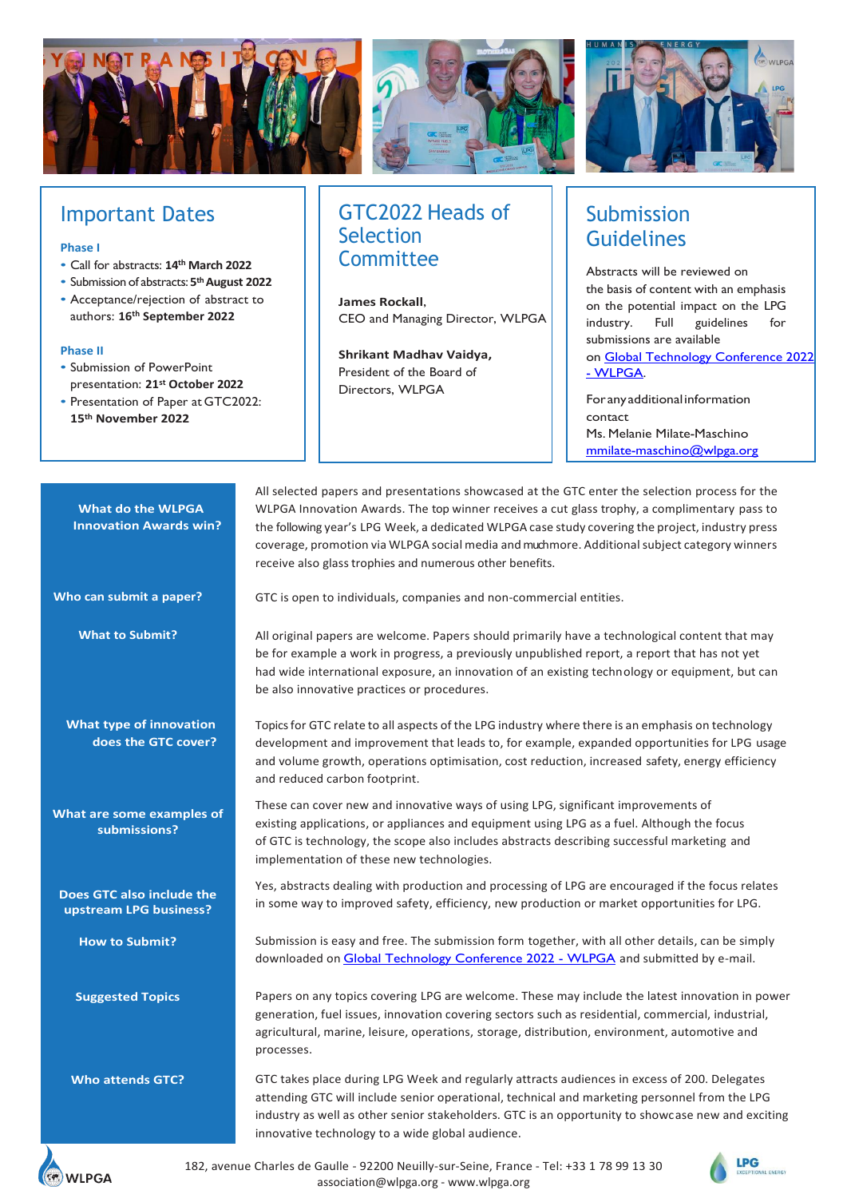## Important Dates

**Phase I**

- Call for abstracts: **14th March 2022**
- Submission of abstracts: **5th August 2022**
- Acceptance/rejection of abstract to authors: **16th September 2022**

**Phase II**

- Submission of PowerPoint presentation: **21st October 2022**
- Presentation of Paper at GTC2022: **15th November 2022**

## GTC2022 Heads of Selection Committee

**James Rockall**,
CEO and Managing Director, WLPGA

**Shrikant Madhav Vaidya,**
President of the Board of Directors, WLPGA

## Submission Guidelines

Abstracts will be reviewed on the basis of content with an emphasis on the potential impact on the LPG industry. Full guidelines for submissions are available on [Global Technology Conference 2022 - WLPGA](Global Technology Conference 2022 - WLPGA).

For any additional information contact
Ms. Melanie Milate-Maschino
[mmilate-maschino@wlpga.org](mailto:mmilate-maschino@wlpga.org)

**What do the WLPGA Innovation Awards win?**

All selected papers and presentations showcased at the GTC enter the selection process for the WLPGA Innovation Awards. The top winner receives a cut glass trophy, a complimentary pass to the following year's LPG Week, a dedicated WLPGA case study covering the project, industry press coverage, promotion via WLPGA social media and much more. Additional subject category winners receive also glass trophies and numerous other benefits.

**Who can submit a paper?**

GTC is open to individuals, companies and non-commercial entities.

**What to Submit?**

All original papers are welcome. Papers should primarily have a technological content that may be for example a work in progress, a previously unpublished report, a report that has not yet had wide international exposure, an innovation of an existing technology or equipment, but can be also innovative practices or procedures.

**What type of innovation does the GTC cover?**

Topics for GTC relate to all aspects of the LPG industry where there is an emphasis on technology development and improvement that leads to, for example, expanded opportunities for LPG usage and volume growth, operations optimisation, cost reduction, increased safety, energy efficiency and reduced carbon footprint.

**What are some examples of submissions?**

These can cover new and innovative ways of using LPG, significant improvements of existing applications, or appliances and equipment using LPG as a fuel. Although the focus of GTC is technology, the scope also includes abstracts describing successful marketing and implementation of these new technologies.

**Does GTC also include the upstream LPG business?**

Yes, abstracts dealing with production and processing of LPG are encouraged if the focus relates in some way to improved safety, efficiency, new production or market opportunities for LPG.

**How to Submit?**

Submission is easy and free. The submission form together, with all other details, can be simply downloaded on [Global Technology Conference 2022 - WLPGA](Global Technology Conference 2022 - WLPGA) and submitted by e-mail.

**Suggested Topics**

Papers on any topics covering LPG are welcome. These may include the latest innovation in power generation, fuel issues, innovation covering sectors such as residential, commercial, industrial, agricultural, marine, leisure, operations, storage, distribution, environment, automotive and processes.

**Who attends GTC?**

GTC takes place during LPG Week and regularly attracts audiences in excess of 200. Delegates attending GTC will include senior operational, technical and marketing personnel from the LPG industry as well as other senior stakeholders. GTC is an opportunity to showcase new and exciting innovative technology to a wide global audience.

182, avenue Charles de Gaulle - 92200 Neuilly-sur-Seine, France - Tel: +33 1 78 99 13 30
association@wlpga.org - www.wlpga.org